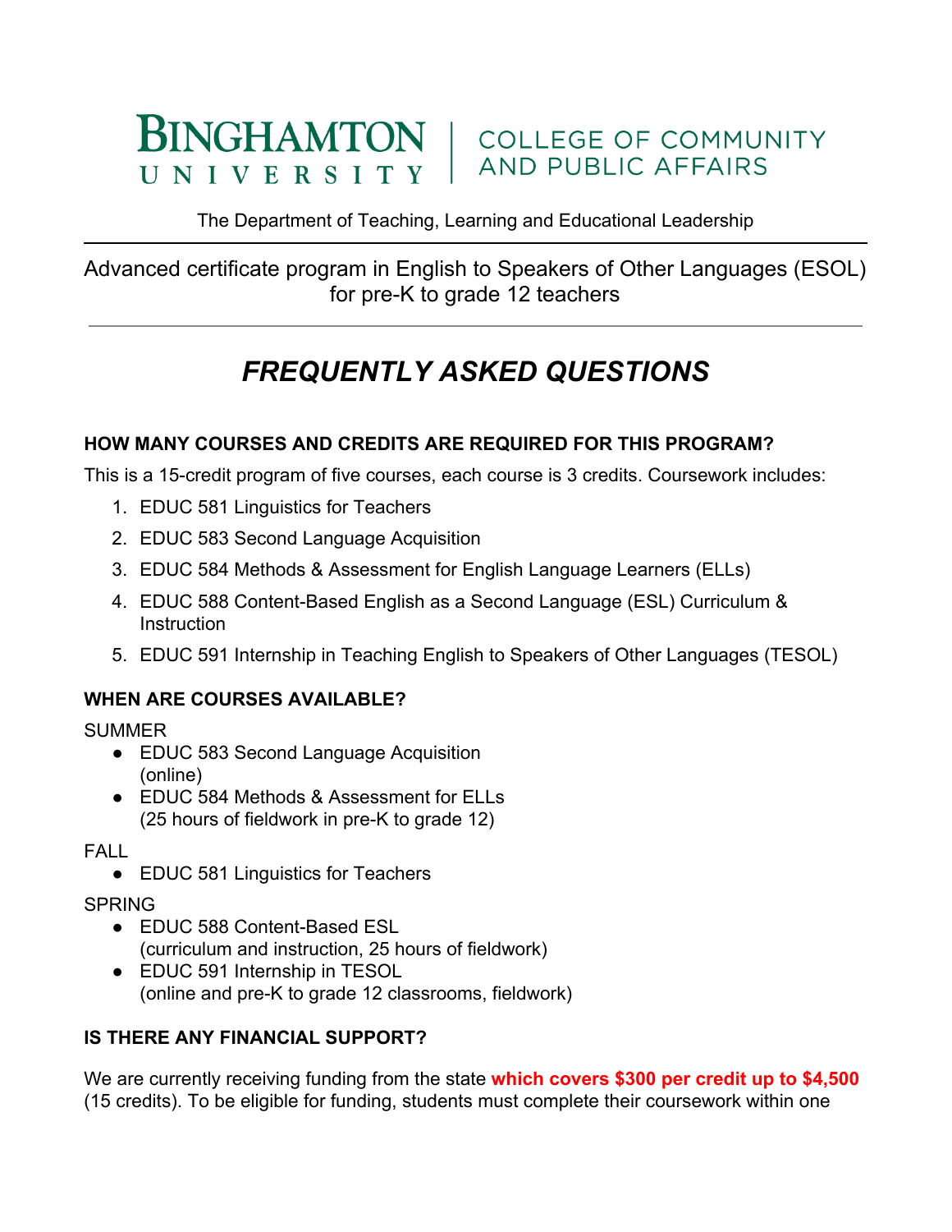BINGHAMTON UNIVERSITY | COLLEGE OF COMMUNITY AND PUBLIC AFFAIRS

The Department of Teaching, Learning and Educational Leadership

Advanced certificate program in English to Speakers of Other Languages (ESOL) for pre-K to grade 12 teachers

# *FREQUENTLY ASKED QUESTIONS*

### HOW MANY COURSES AND CREDITS ARE REQUIRED FOR THIS PROGRAM?

This is a 15-credit program of five courses, each course is 3 credits. Coursework includes:

1. EDUC 581 Linguistics for Teachers
2. EDUC 583 Second Language Acquisition
3. EDUC 584 Methods & Assessment for English Language Learners (ELLs)
4. EDUC 588 Content-Based English as a Second Language (ESL) Curriculum & Instruction
5. EDUC 591 Internship in Teaching English to Speakers of Other Languages (TESOL)

### WHEN ARE COURSES AVAILABLE?

SUMMER

- EDUC 583 Second Language Acquisition (online)
- EDUC 584 Methods & Assessment for ELLs (25 hours of fieldwork in pre-K to grade 12)

FALL

- EDUC 581 Linguistics for Teachers

SPRING

- EDUC 588 Content-Based ESL (curriculum and instruction, 25 hours of fieldwork)
- EDUC 591 Internship in TESOL (online and pre-K to grade 12 classrooms, fieldwork)

### IS THERE ANY FINANCIAL SUPPORT?

We are currently receiving funding from the state **which covers $300 per credit up to $4,500** (15 credits). To be eligible for funding, students must complete their coursework within one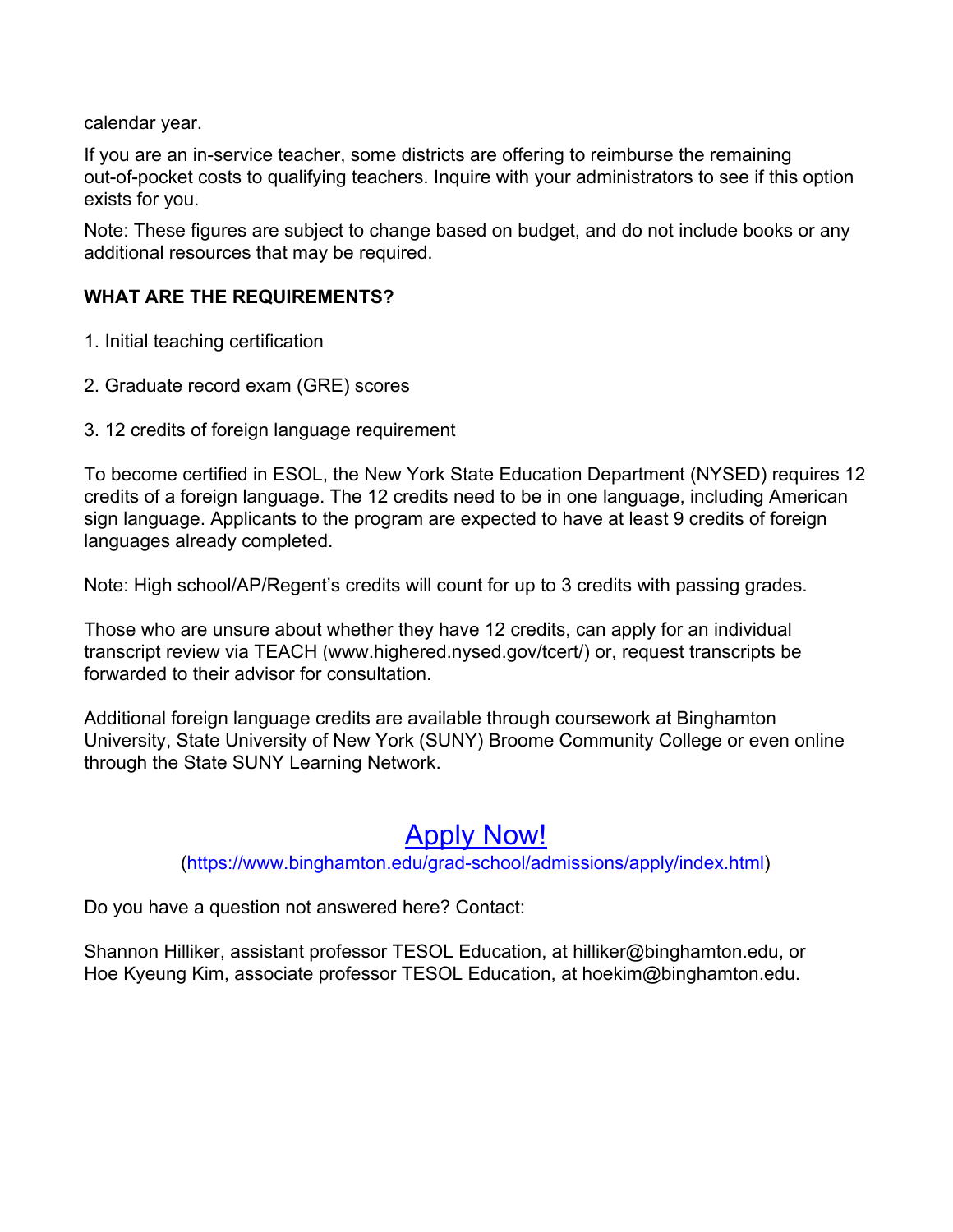calendar year.

If you are an in-service teacher, some districts are offering to reimburse the remaining out-of-pocket costs to qualifying teachers. Inquire with your administrators to see if this option exists for you.

Note: These figures are subject to change based on budget, and do not include books or any additional resources that may be required.

**WHAT ARE THE REQUIREMENTS?**

1. Initial teaching certification

2. Graduate record exam (GRE) scores

3. 12 credits of foreign language requirement

To become certified in ESOL, the New York State Education Department (NYSED) requires 12 credits of a foreign language. The 12 credits need to be in one language, including American sign language. Applicants to the program are expected to have at least 9 credits of foreign languages already completed.

Note: High school/AP/Regent's credits will count for up to 3 credits with passing grades.

Those who are unsure about whether they have 12 credits, can apply for an individual transcript review via TEACH (www.highered.nysed.gov/tcert/) or, request transcripts be forwarded to their advisor for consultation.

Additional foreign language credits are available through coursework at Binghamton University, State University of New York (SUNY) Broome Community College or even online through the State SUNY Learning Network.

## [Apply Now!](https://www.binghamton.edu/grad-school/admissions/apply/index.html)

(https://www.binghamton.edu/grad-school/admissions/apply/index.html)

Do you have a question not answered here? Contact:

Shannon Hilliker, assistant professor TESOL Education, at hilliker@binghamton.edu, or
Hoe Kyeung Kim, associate professor TESOL Education, at hoekim@binghamton.edu.